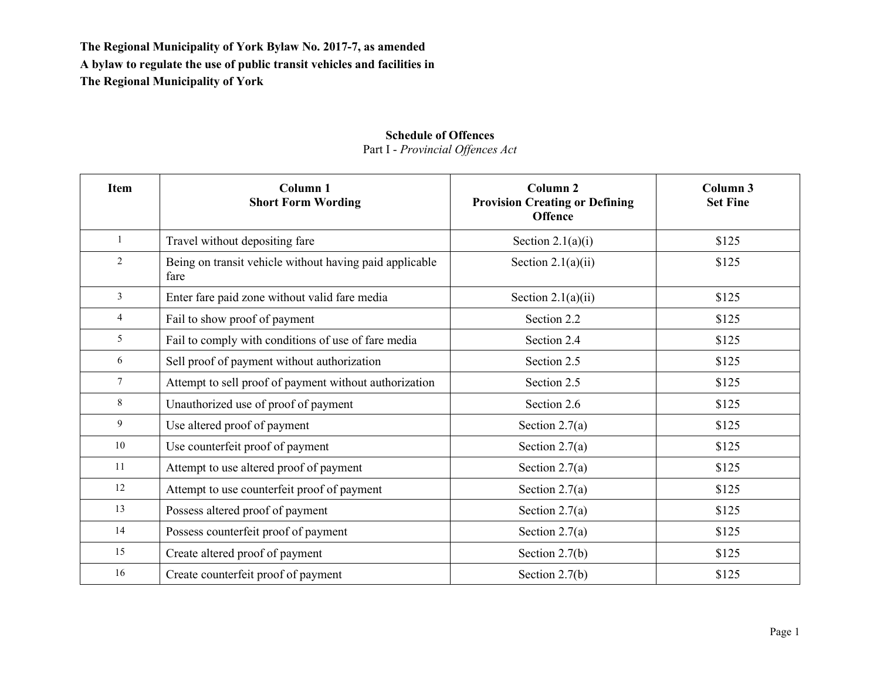**The Regional Municipality of York Bylaw No. 2017-7, as amended**
**A bylaw to regulate the use of public transit vehicles and facilities in**
**The Regional Municipality of York**

## Schedule of Offences

Part I - *Provincial Offences Act*

| Item | Column 1<br>Short Form Wording | Column 2<br>Provision Creating or Defining Offence | Column 3<br>Set Fine |
|---|---|---|---|
| 1 | Travel without depositing fare | Section 2.1(a)(i) | $125 |
| 2 | Being on transit vehicle without having paid applicable fare | Section 2.1(a)(ii) | $125 |
| 3 | Enter fare paid zone without valid fare media | Section 2.1(a)(ii) | $125 |
| 4 | Fail to show proof of payment | Section 2.2 | $125 |
| 5 | Fail to comply with conditions of use of fare media | Section 2.4 | $125 |
| 6 | Sell proof of payment without authorization | Section 2.5 | $125 |
| 7 | Attempt to sell proof of payment without authorization | Section 2.5 | $125 |
| 8 | Unauthorized use of proof of payment | Section 2.6 | $125 |
| 9 | Use altered proof of payment | Section 2.7(a) | $125 |
| 10 | Use counterfeit proof of payment | Section 2.7(a) | $125 |
| 11 | Attempt to use altered proof of payment | Section 2.7(a) | $125 |
| 12 | Attempt to use counterfeit proof of payment | Section 2.7(a) | $125 |
| 13 | Possess altered proof of payment | Section 2.7(a) | $125 |
| 14 | Possess counterfeit proof of payment | Section 2.7(a) | $125 |
| 15 | Create altered proof of payment | Section 2.7(b) | $125 |
| 16 | Create counterfeit proof of payment | Section 2.7(b) | $125 |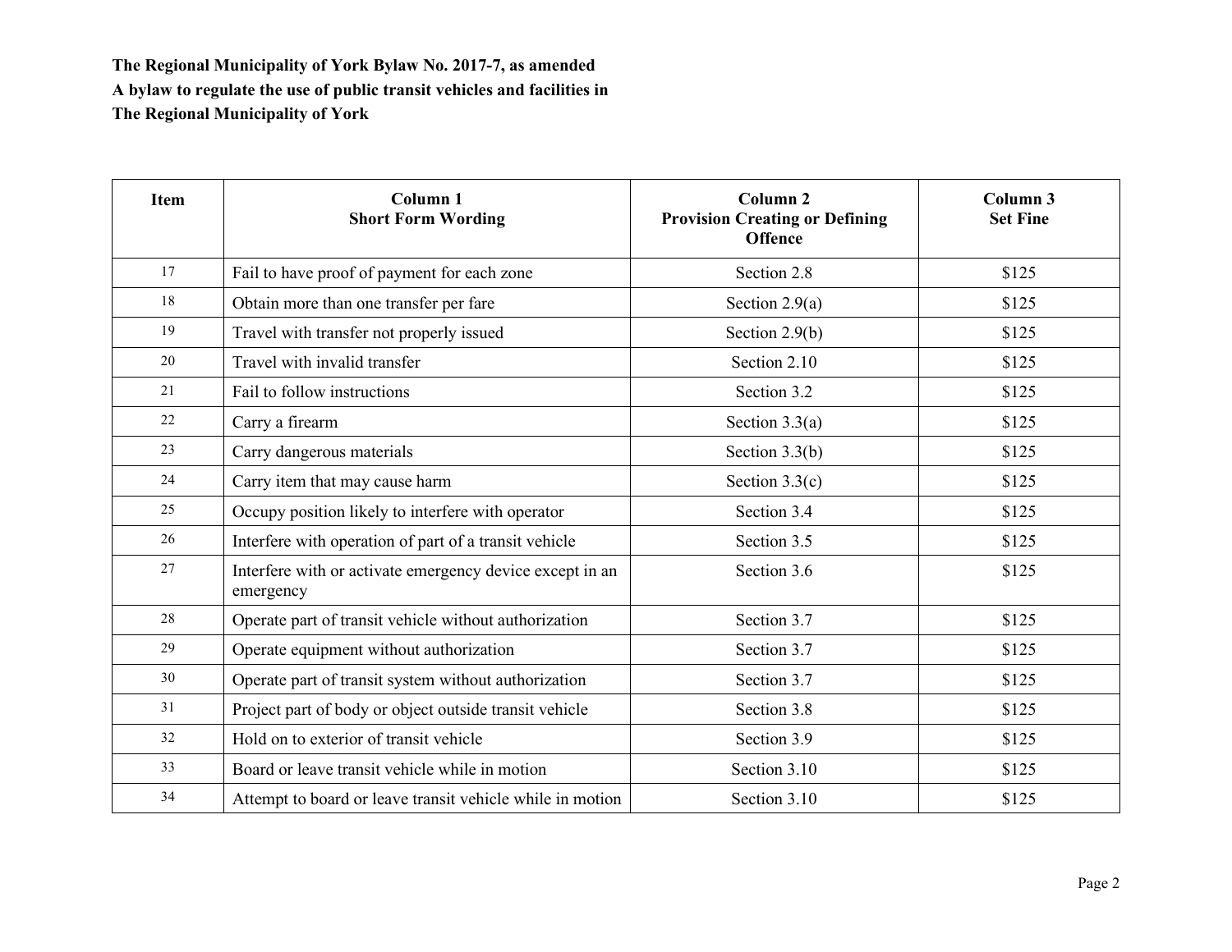**The Regional Municipality of York Bylaw No. 2017-7, as amended**
**A bylaw to regulate the use of public transit vehicles and facilities in**
**The Regional Municipality of York**

| Item | Column 1<br>Short Form Wording | Column 2<br>Provision Creating or Defining Offence | Column 3<br>Set Fine |
|---|---|---|---|
| 17 | Fail to have proof of payment for each zone | Section 2.8 | $125 |
| 18 | Obtain more than one transfer per fare | Section 2.9(a) | $125 |
| 19 | Travel with transfer not properly issued | Section 2.9(b) | $125 |
| 20 | Travel with invalid transfer | Section 2.10 | $125 |
| 21 | Fail to follow instructions | Section 3.2 | $125 |
| 22 | Carry a firearm | Section 3.3(a) | $125 |
| 23 | Carry dangerous materials | Section 3.3(b) | $125 |
| 24 | Carry item that may cause harm | Section 3.3(c) | $125 |
| 25 | Occupy position likely to interfere with operator | Section 3.4 | $125 |
| 26 | Interfere with operation of part of a transit vehicle | Section 3.5 | $125 |
| 27 | Interfere with or activate emergency device except in an emergency | Section 3.6 | $125 |
| 28 | Operate part of transit vehicle without authorization | Section 3.7 | $125 |
| 29 | Operate equipment without authorization | Section 3.7 | $125 |
| 30 | Operate part of transit system without authorization | Section 3.7 | $125 |
| 31 | Project part of body or object outside transit vehicle | Section 3.8 | $125 |
| 32 | Hold on to exterior of transit vehicle | Section 3.9 | $125 |
| 33 | Board or leave transit vehicle while in motion | Section 3.10 | $125 |
| 34 | Attempt to board or leave transit vehicle while in motion | Section 3.10 | $125 |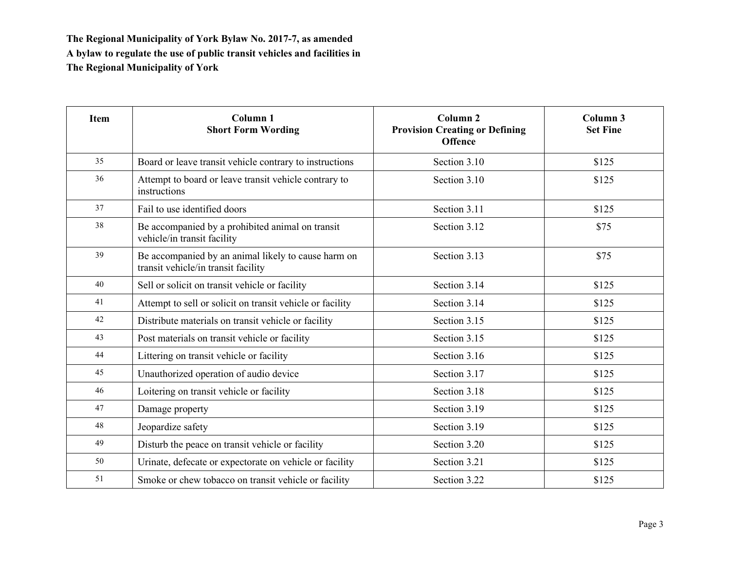**The Regional Municipality of York Bylaw No. 2017-7, as amended**
**A bylaw to regulate the use of public transit vehicles and facilities in**
**The Regional Municipality of York**

| Item | Column 1<br>Short Form Wording | Column 2<br>Provision Creating or Defining Offence | Column 3<br>Set Fine |
|---|---|---|---|
| 35 | Board or leave transit vehicle contrary to instructions | Section 3.10 | $125 |
| 36 | Attempt to board or leave transit vehicle contrary to instructions | Section 3.10 | $125 |
| 37 | Fail to use identified doors | Section 3.11 | $125 |
| 38 | Be accompanied by a prohibited animal on transit vehicle/in transit facility | Section 3.12 | $75 |
| 39 | Be accompanied by an animal likely to cause harm on transit vehicle/in transit facility | Section 3.13 | $75 |
| 40 | Sell or solicit on transit vehicle or facility | Section 3.14 | $125 |
| 41 | Attempt to sell or solicit on transit vehicle or facility | Section 3.14 | $125 |
| 42 | Distribute materials on transit vehicle or facility | Section 3.15 | $125 |
| 43 | Post materials on transit vehicle or facility | Section 3.15 | $125 |
| 44 | Littering on transit vehicle or facility | Section 3.16 | $125 |
| 45 | Unauthorized operation of audio device | Section 3.17 | $125 |
| 46 | Loitering on transit vehicle or facility | Section 3.18 | $125 |
| 47 | Damage property | Section 3.19 | $125 |
| 48 | Jeopardize safety | Section 3.19 | $125 |
| 49 | Disturb the peace on transit vehicle or facility | Section 3.20 | $125 |
| 50 | Urinate, defecate or expectorate on vehicle or facility | Section 3.21 | $125 |
| 51 | Smoke or chew tobacco on transit vehicle or facility | Section 3.22 | $125 |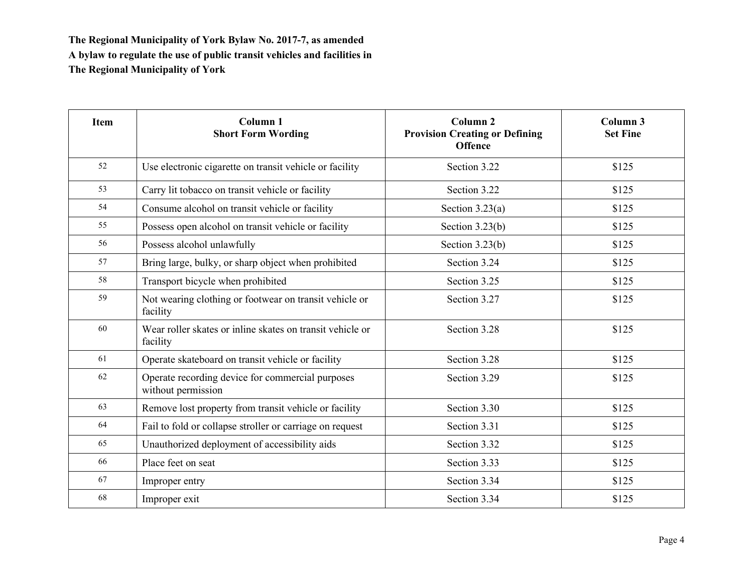**The Regional Municipality of York Bylaw No. 2017-7, as amended**
**A bylaw to regulate the use of public transit vehicles and facilities in The Regional Municipality of York**

| Item | Column 1<br>Short Form Wording | Column 2<br>Provision Creating or Defining Offence | Column 3<br>Set Fine |
|---|---|---|---|
| 52 | Use electronic cigarette on transit vehicle or facility | Section 3.22 | $125 |
| 53 | Carry lit tobacco on transit vehicle or facility | Section 3.22 | $125 |
| 54 | Consume alcohol on transit vehicle or facility | Section 3.23(a) | $125 |
| 55 | Possess open alcohol on transit vehicle or facility | Section 3.23(b) | $125 |
| 56 | Possess alcohol unlawfully | Section 3.23(b) | $125 |
| 57 | Bring large, bulky, or sharp object when prohibited | Section 3.24 | $125 |
| 58 | Transport bicycle when prohibited | Section 3.25 | $125 |
| 59 | Not wearing clothing or footwear on transit vehicle or facility | Section 3.27 | $125 |
| 60 | Wear roller skates or inline skates on transit vehicle or facility | Section 3.28 | $125 |
| 61 | Operate skateboard on transit vehicle or facility | Section 3.28 | $125 |
| 62 | Operate recording device for commercial purposes without permission | Section 3.29 | $125 |
| 63 | Remove lost property from transit vehicle or facility | Section 3.30 | $125 |
| 64 | Fail to fold or collapse stroller or carriage on request | Section 3.31 | $125 |
| 65 | Unauthorized deployment of accessibility aids | Section 3.32 | $125 |
| 66 | Place feet on seat | Section 3.33 | $125 |
| 67 | Improper entry | Section 3.34 | $125 |
| 68 | Improper exit | Section 3.34 | $125 |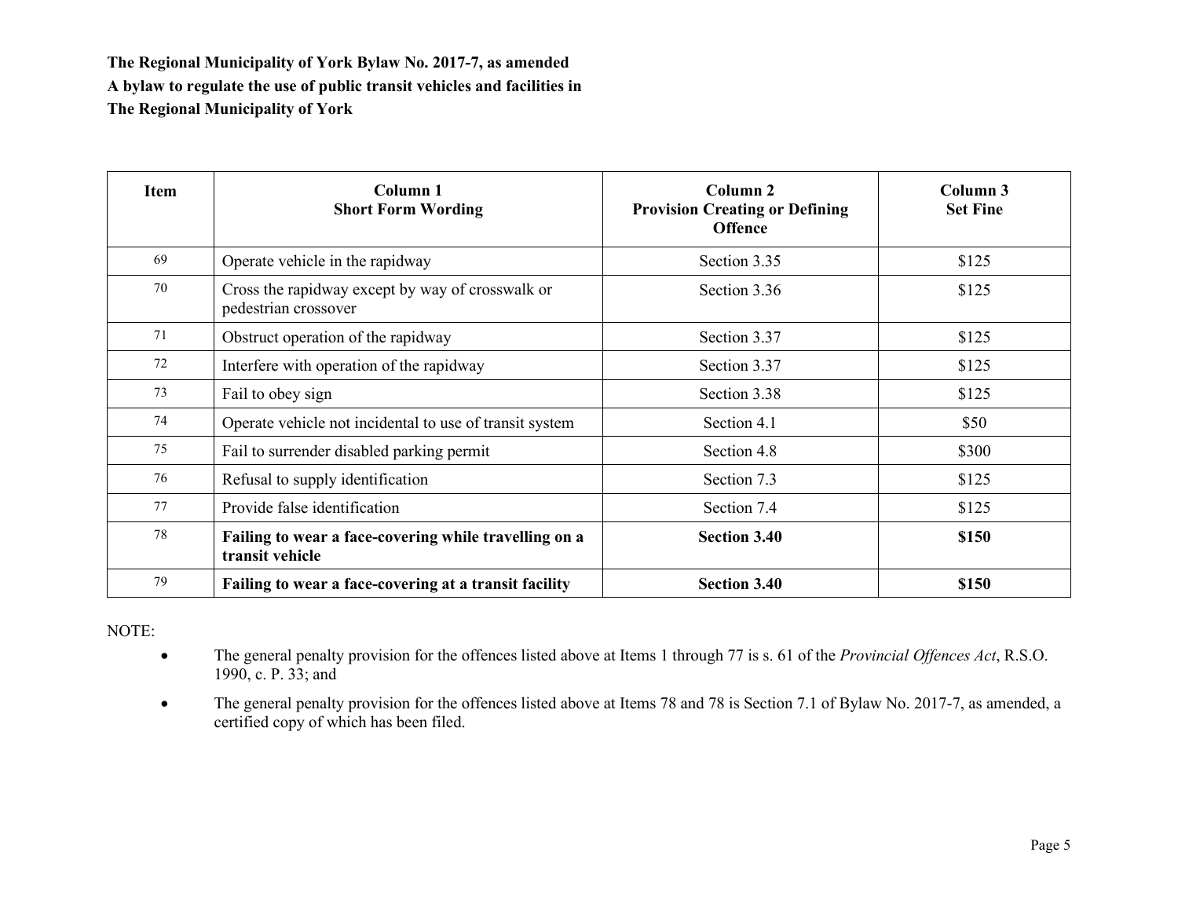**The Regional Municipality of York Bylaw No. 2017-7, as amended**
**A bylaw to regulate the use of public transit vehicles and facilities in**
**The Regional Municipality of York**

| Item | Column 1<br>Short Form Wording | Column 2<br>Provision Creating or Defining Offence | Column 3<br>Set Fine |
|---|---|---|---|
| 69 | Operate vehicle in the rapidway | Section 3.35 | $125 |
| 70 | Cross the rapidway except by way of crosswalk or pedestrian crossover | Section 3.36 | $125 |
| 71 | Obstruct operation of the rapidway | Section 3.37 | $125 |
| 72 | Interfere with operation of the rapidway | Section 3.37 | $125 |
| 73 | Fail to obey sign | Section 3.38 | $125 |
| 74 | Operate vehicle not incidental to use of transit system | Section 4.1 | $50 |
| 75 | Fail to surrender disabled parking permit | Section 4.8 | $300 |
| 76 | Refusal to supply identification | Section 7.3 | $125 |
| 77 | Provide false identification | Section 7.4 | $125 |
| 78 | **Failing to wear a face-covering while travelling on a transit vehicle** | **Section 3.40** | **$150** |
| 79 | **Failing to wear a face-covering at a transit facility** | **Section 3.40** | **$150** |

NOTE:

- The general penalty provision for the offences listed above at Items 1 through 77 is s. 61 of the *Provincial Offences Act*, R.S.O. 1990, c. P. 33; and
- The general penalty provision for the offences listed above at Items 78 and 78 is Section 7.1 of Bylaw No. 2017-7, as amended, a certified copy of which has been filed.